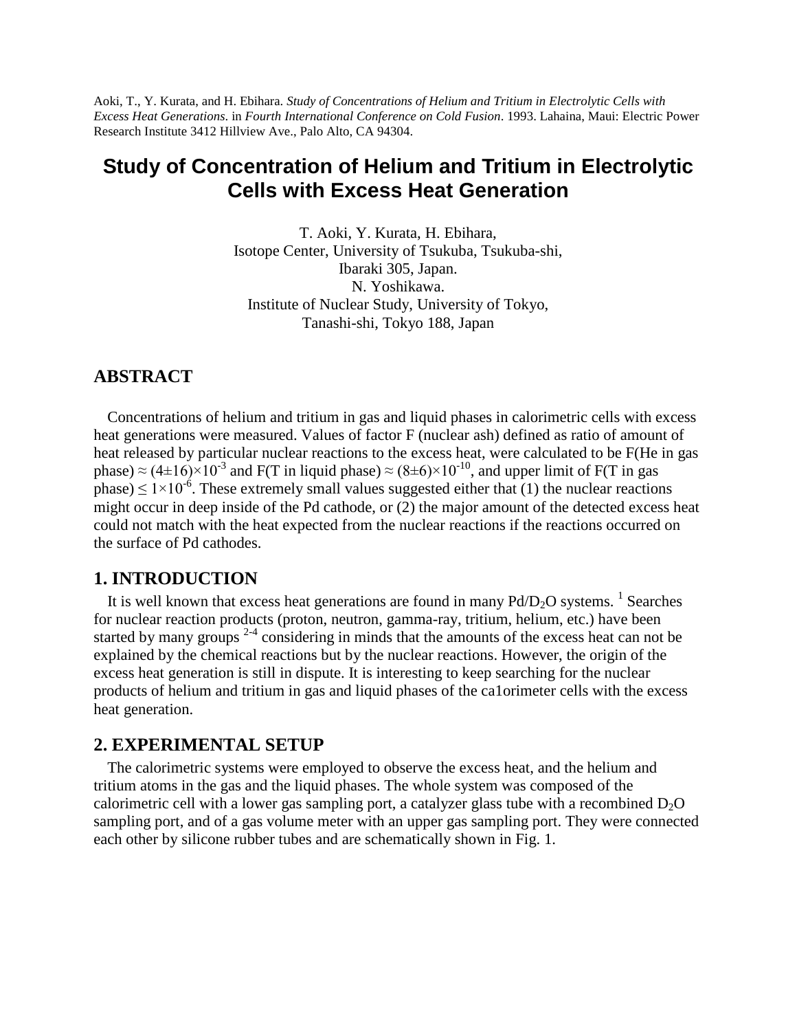Aoki, T., Y. Kurata, and H. Ebihara. *Study of Concentrations of Helium and Tritium in Electrolytic Cells with Excess Heat Generations*. in *Fourth International Conference on Cold Fusion*. 1993. Lahaina, Maui: Electric Power Research Institute 3412 Hillview Ave., Palo Alto, CA 94304.

# Study of Concentration of Helium and Tritium in Electrolytic Cells with Excess Heat Generation

T. Aoki, Y. Kurata, H. Ebihara,
Isotope Center, University of Tsukuba, Tsukuba-shi,
Ibaraki 305, Japan.
N. Yoshikawa.
Institute of Nuclear Study, University of Tokyo,
Tanashi-shi, Tokyo 188, Japan

## ABSTRACT

Concentrations of helium and tritium in gas and liquid phases in calorimetric cells with excess heat generations were measured. Values of factor F (nuclear ash) defined as ratio of amount of heat released by particular nuclear reactions to the excess heat, were calculated to be F(He in gas phase) $\approx (4\pm16)\times10^{-3}$ and F(T in liquid phase) $\approx (8\pm6)\times10^{-10}$, and upper limit of F(T in gas phase) $\leq 1\times10^{-6}$. These extremely small values suggested either that (1) the nuclear reactions might occur in deep inside of the Pd cathode, or (2) the major amount of the detected excess heat could not match with the heat expected from the nuclear reactions if the reactions occurred on the surface of Pd cathodes.

## 1. INTRODUCTION

It is well known that excess heat generations are found in many Pd/$D_2O$ systems. [1] Searches for nuclear reaction products (proton, neutron, gamma-ray, tritium, helium, etc.) have been started by many groups [2-4] considering in minds that the amounts of the excess heat can not be explained by the chemical reactions but by the nuclear reactions. However, the origin of the excess heat generation is still in dispute. It is interesting to keep searching for the nuclear products of helium and tritium in gas and liquid phases of the ca1orimeter cells with the excess heat generation.

## 2. EXPERIMENTAL SETUP

The calorimetric systems were employed to observe the excess heat, and the helium and tritium atoms in the gas and the liquid phases. The whole system was composed of the calorimetric cell with a lower gas sampling port, a catalyzer glass tube with a recombined $D_2O$ sampling port, and of a gas volume meter with an upper gas sampling port. They were connected each other by silicone rubber tubes and are schematically shown in Fig. 1.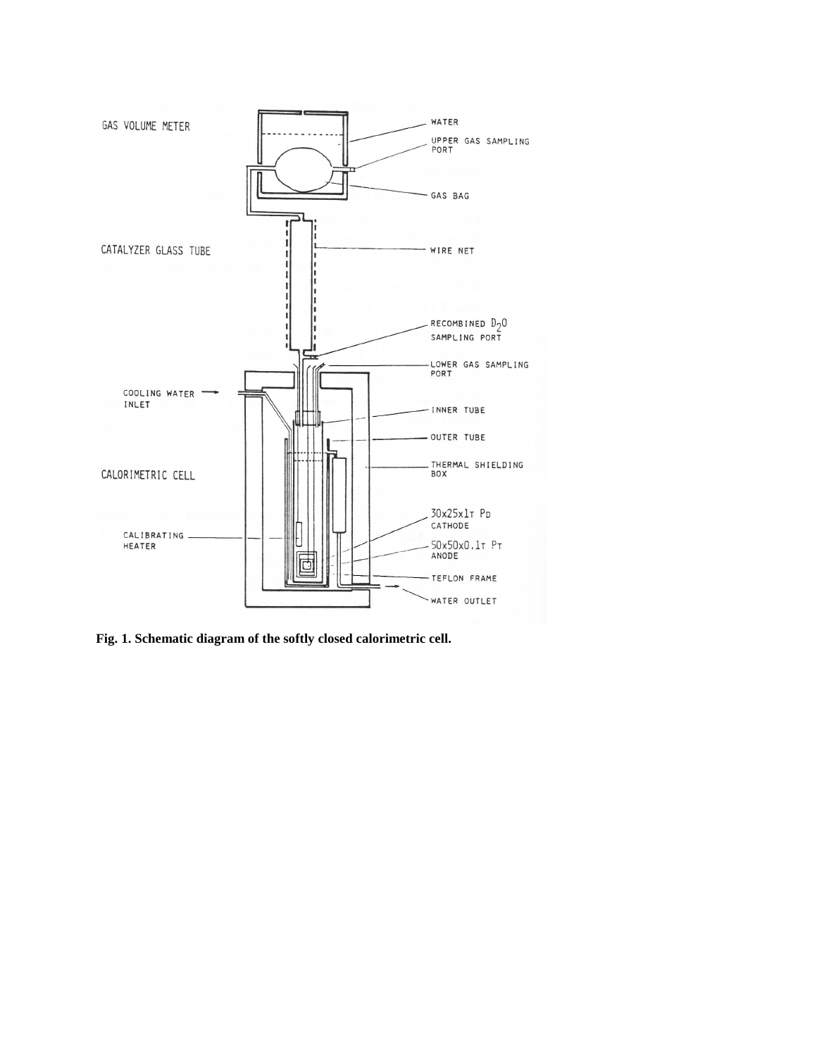**Fig. 1. Schematic diagram of the softly closed calorimetric cell.**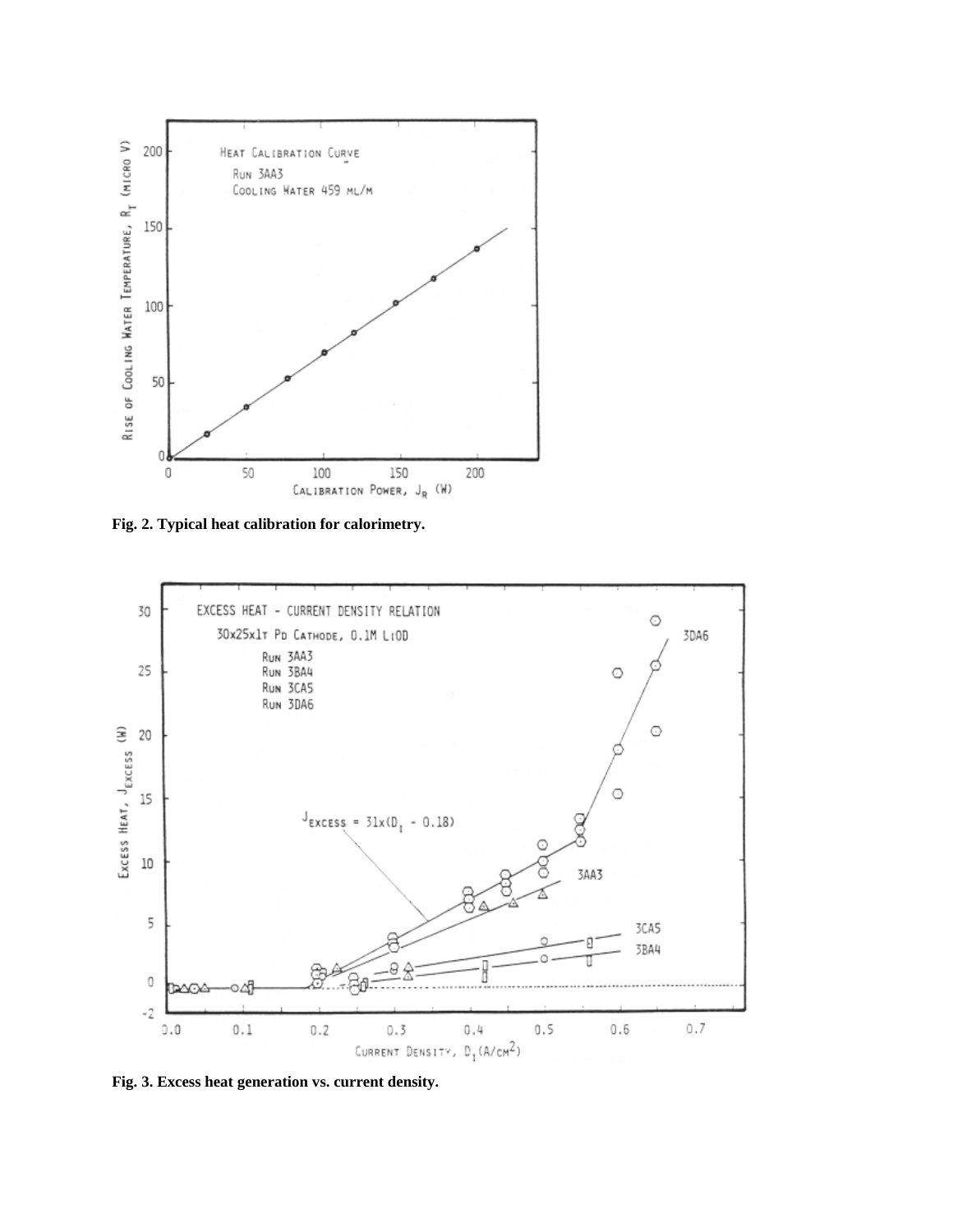Fig. 2. Typical heat calibration for calorimetry.

Fig. 3. Excess heat generation vs. current density.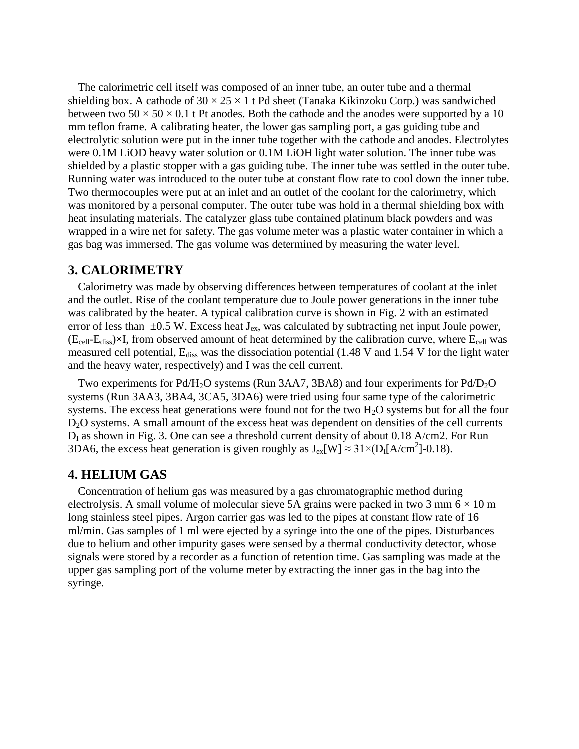The calorimetric cell itself was composed of an inner tube, an outer tube and a thermal shielding box. A cathode of $30 \times 25 \times 1$ t Pd sheet (Tanaka Kikinzoku Corp.) was sandwiched between two $50 \times 50 \times 0.1$ t Pt anodes. Both the cathode and the anodes were supported by a 10 mm teflon frame. A calibrating heater, the lower gas sampling port, a gas guiding tube and electrolytic solution were put in the inner tube together with the cathode and anodes. Electrolytes were 0.1M LiOD heavy water solution or 0.1M LiOH light water solution. The inner tube was shielded by a plastic stopper with a gas guiding tube. The inner tube was settled in the outer tube. Running water was introduced to the outer tube at constant flow rate to cool down the inner tube. Two thermocouples were put at an inlet and an outlet of the coolant for the calorimetry, which was monitored by a personal computer. The outer tube was hold in a thermal shielding box with heat insulating materials. The catalyzer glass tube contained platinum black powders and was wrapped in a wire net for safety. The gas volume meter was a plastic water container in which a gas bag was immersed. The gas volume was determined by measuring the water level.

## 3. CALORIMETRY

Calorimetry was made by observing differences between temperatures of coolant at the inlet and the outlet. Rise of the coolant temperature due to Joule power generations in the inner tube was calibrated by the heater. A typical calibration curve is shown in Fig. 2 with an estimated error of less than $\pm 0.5$ W. Excess heat $J_{ex}$, was calculated by subtracting net input Joule power, $(E_{cell}-E_{diss}) \times I$, from observed amount of heat determined by the calibration curve, where $E_{cell}$ was measured cell potential, $E_{diss}$ was the dissociation potential (1.48 V and 1.54 V for the light water and the heavy water, respectively) and I was the cell current.

Two experiments for Pd/$H_2O$ systems (Run 3AA7, 3BA8) and four experiments for Pd/$D_2O$ systems (Run 3AA3, 3BA4, 3CA5, 3DA6) were tried using four same type of the calorimetric systems. The excess heat generations were found not for the two $H_2O$ systems but for all the four $D_2O$ systems. A small amount of the excess heat was dependent on densities of the cell currents $D_I$ as shown in Fig. 3. One can see a threshold current density of about 0.18 A/cm2. For Run 3DA6, the excess heat generation is given roughly as $J_{ex}[W] \approx 31 \times (D_I[A/cm^2]-0.18)$.

## 4. HELIUM GAS

Concentration of helium gas was measured by a gas chromatographic method during electrolysis. A small volume of molecular sieve 5A grains were packed in two 3 mm $6 \times 10$ m long stainless steel pipes. Argon carrier gas was led to the pipes at constant flow rate of 16 ml/min. Gas samples of 1 ml were ejected by a syringe into the one of the pipes. Disturbances due to helium and other impurity gases were sensed by a thermal conductivity detector, whose signals were stored by a recorder as a function of retention time. Gas sampling was made at the upper gas sampling port of the volume meter by extracting the inner gas in the bag into the syringe.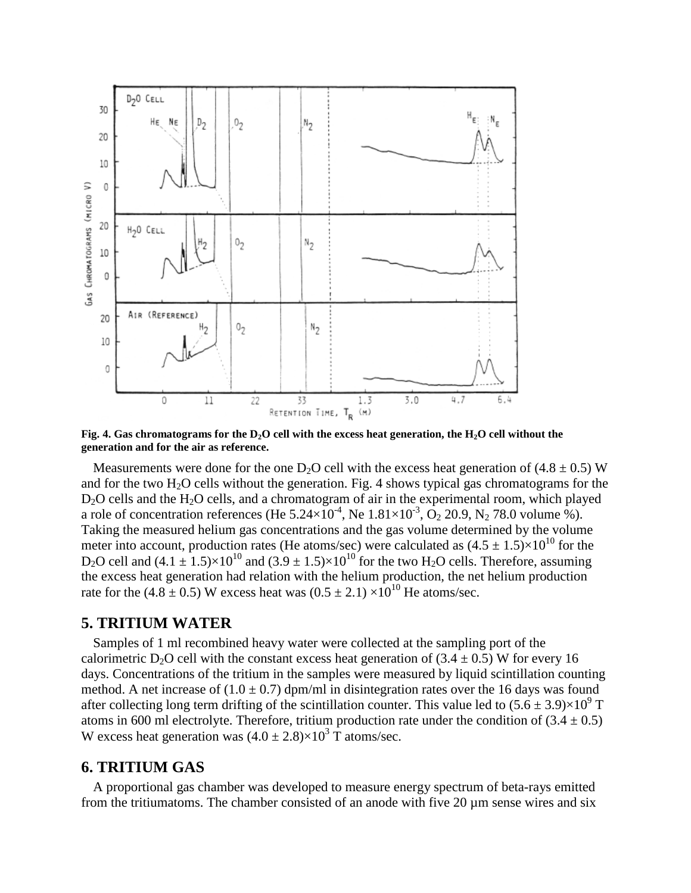Fig. 4. Gas chromatograms for the $D_2O$ cell with the excess heat generation, the $H_2O$ cell without the generation and for the air as reference.

Measurements were done for the one $D_2O$ cell with the excess heat generation of $(4.8 \pm 0.5)$ W and for the two $H_2O$ cells without the generation. Fig. 4 shows typical gas chromatograms for the $D_2O$ cells and the $H_2O$ cells, and a chromatogram of air in the experimental room, which played a role of concentration references (He $5.24\times10^{-4}$, Ne $1.81\times10^{-3}$, $O_2$ 20.9, $N_2$ 78.0 volume %). Taking the measured helium gas concentrations and the gas volume determined by the volume meter into account, production rates (He atoms/sec) were calculated as $(4.5 \pm 1.5)\times10^{10}$ for the $D_2O$ cell and $(4.1 \pm 1.5)\times10^{10}$ and $(3.9 \pm 1.5)\times10^{10}$ for the two $H_2O$ cells. Therefore, assuming the excess heat generation had relation with the helium production, the net helium production rate for the $(4.8 \pm 0.5)$ W excess heat was $(0.5 \pm 2.1)\times10^{10}$ He atoms/sec.

## 5. TRITIUM WATER

Samples of 1 ml recombined heavy water were collected at the sampling port of the calorimetric $D_2O$ cell with the constant excess heat generation of $(3.4 \pm 0.5)$ W for every 16 days. Concentrations of the tritium in the samples were measured by liquid scintillation counting method. A net increase of $(1.0 \pm 0.7)$ dpm/ml in disintegration rates over the 16 days was found after collecting long term drifting of the scintillation counter. This value led to $(5.6 \pm 3.9)\times10^{9}$ T atoms in 600 ml electrolyte. Therefore, tritium production rate under the condition of $(3.4 \pm 0.5)$ W excess heat generation was $(4.0 \pm 2.8)\times10^{3}$ T atoms/sec.

## 6. TRITIUM GAS

A proportional gas chamber was developed to measure energy spectrum of beta-rays emitted from the tritiumatoms. The chamber consisted of an anode with five 20 μm sense wires and six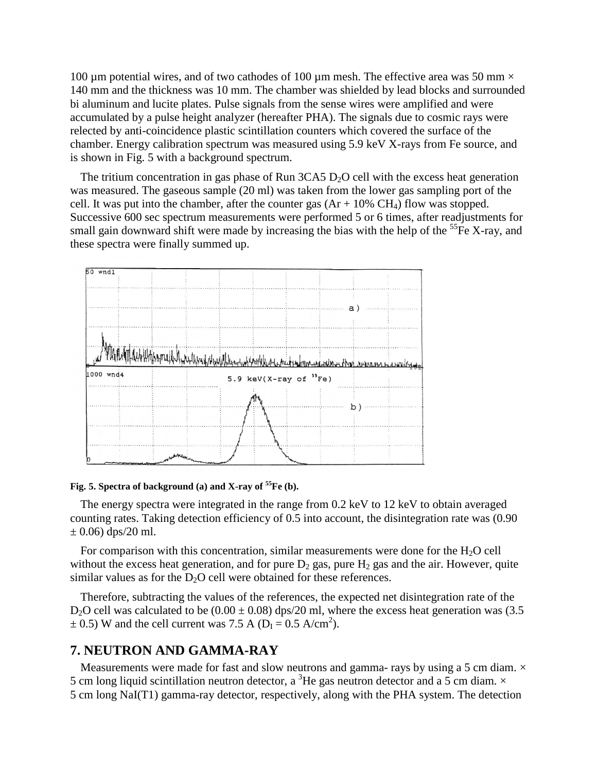100 µm potential wires, and of two cathodes of 100 µm mesh. The effective area was 50 mm × 140 mm and the thickness was 10 mm. The chamber was shielded by lead blocks and surrounded bi aluminum and lucite plates. Pulse signals from the sense wires were amplified and were accumulated by a pulse height analyzer (hereafter PHA). The signals due to cosmic rays were relected by anti-coincidence plastic scintillation counters which covered the surface of the chamber. Energy calibration spectrum was measured using 5.9 keV X-rays from Fe source, and is shown in Fig. 5 with a background spectrum.

The tritium concentration in gas phase of Run 3CA5 $D_2O$ cell with the excess heat generation was measured. The gaseous sample (20 ml) was taken from the lower gas sampling port of the cell. It was put into the chamber, after the counter gas (Ar + 10% $CH_4$) flow was stopped. Successive 600 sec spectrum measurements were performed 5 or 6 times, after readjustments for small gain downward shift were made by increasing the bias with the help of the $^{55}$Fe X-ray, and these spectra were finally summed up.

**Fig. 5. Spectra of background (a) and X-ray of $^{55}$Fe (b).**

The energy spectra were integrated in the range from 0.2 keV to 12 keV to obtain averaged counting rates. Taking detection efficiency of 0.5 into account, the disintegration rate was (0.90 ± 0.06) dps/20 ml.

For comparison with this concentration, similar measurements were done for the $H_2O$ cell without the excess heat generation, and for pure $D_2$ gas, pure $H_2$ gas and the air. However, quite similar values as for the $D_2O$ cell were obtained for these references.

Therefore, subtracting the values of the references, the expected net disintegration rate of the $D_2O$ cell was calculated to be (0.00 ± 0.08) dps/20 ml, where the excess heat generation was (3.5 ± 0.5) W and the cell current was 7.5 A ($D_I$ = 0.5 A/cm$^2$).

## 7. NEUTRON AND GAMMA-RAY

Measurements were made for fast and slow neutrons and gamma- rays by using a 5 cm diam. × 5 cm long liquid scintillation neutron detector, a $^3$He gas neutron detector and a 5 cm diam. × 5 cm long NaI(T1) gamma-ray detector, respectively, along with the PHA system. The detection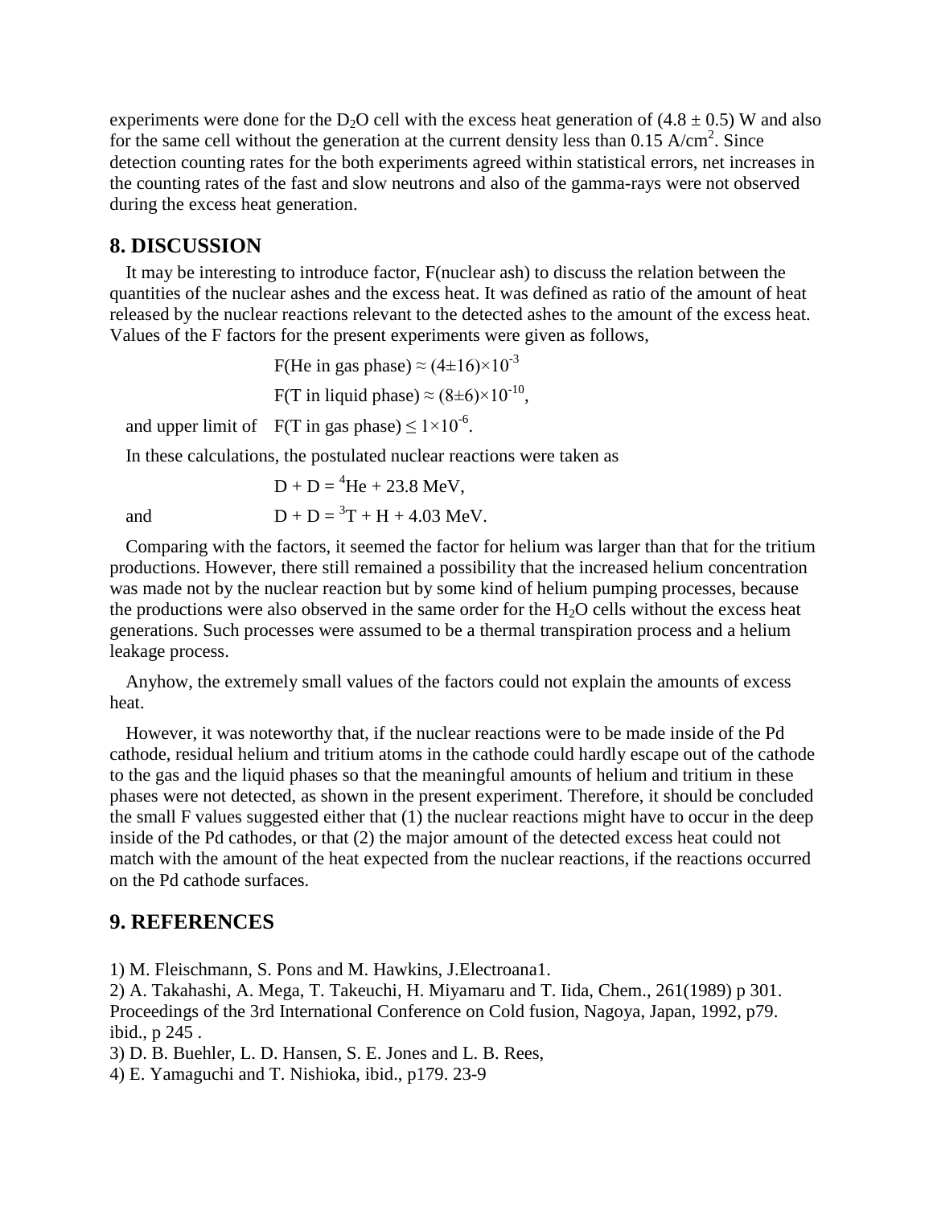experiments were done for the $D_2O$ cell with the excess heat generation of $(4.8 \pm 0.5)$ W and also for the same cell without the generation at the current density less than 0.15 $A/cm^2$. Since detection counting rates for the both experiments agreed within statistical errors, net increases in the counting rates of the fast and slow neutrons and also of the gamma-rays were not observed during the excess heat generation.

## 8. DISCUSSION

It may be interesting to introduce factor, F(nuclear ash) to discuss the relation between the quantities of the nuclear ashes and the excess heat. It was defined as ratio of the amount of heat released by the nuclear reactions relevant to the detected ashes to the amount of the excess heat. Values of the F factors for the present experiments were given as follows,

$$F(\text{He in gas phase}) \approx (4 \pm 16) \times 10^{-3}$$

$$F(\text{T in liquid phase}) \approx (8 \pm 6) \times 10^{-10},$$

and upper limit of $F(\text{T in gas phase}) \leq 1 \times 10^{-6}$.

In these calculations, the postulated nuclear reactions were taken as

$$D + D = {}^{4}He + 23.8 \text{ MeV},$$

and

$$D + D = {}^{3}T + H + 4.03 \text{ MeV}.$$

Comparing with the factors, it seemed the factor for helium was larger than that for the tritium productions. However, there still remained a possibility that the increased helium concentration was made not by the nuclear reaction but by some kind of helium pumping processes, because the productions were also observed in the same order for the $H_2O$ cells without the excess heat generations. Such processes were assumed to be a thermal transpiration process and a helium leakage process.

Anyhow, the extremely small values of the factors could not explain the amounts of excess heat.

However, it was noteworthy that, if the nuclear reactions were to be made inside of the Pd cathode, residual helium and tritium atoms in the cathode could hardly escape out of the cathode to the gas and the liquid phases so that the meaningful amounts of helium and tritium in these phases were not detected, as shown in the present experiment. Therefore, it should be concluded the small F values suggested either that (1) the nuclear reactions might have to occur in the deep inside of the Pd cathodes, or that (2) the major amount of the detected excess heat could not match with the amount of the heat expected from the nuclear reactions, if the reactions occurred on the Pd cathode surfaces.

## 9. REFERENCES

1) M. Fleischmann, S. Pons and M. Hawkins, J.Electroana1.
2) A. Takahashi, A. Mega, T. Takeuchi, H. Miyamaru and T. Iida, Chem., 261(1989) p 301. Proceedings of the 3rd International Conference on Cold fusion, Nagoya, Japan, 1992, p79. ibid., p 245 .
3) D. B. Buehler, L. D. Hansen, S. E. Jones and L. B. Rees,
4) E. Yamaguchi and T. Nishioka, ibid., p179. 23-9